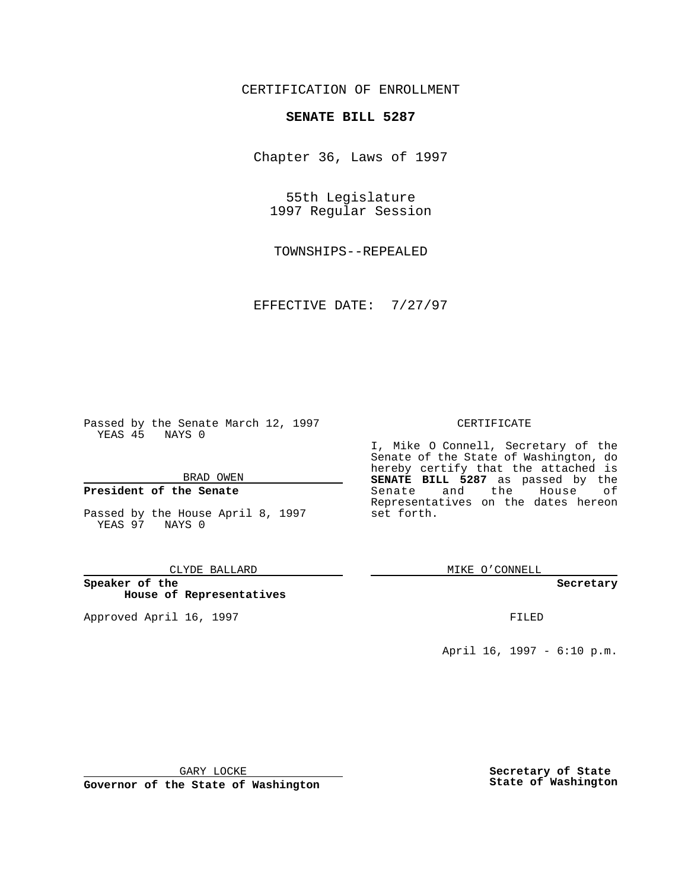CERTIFICATION OF ENROLLMENT

# SENATE BILL 5287

Chapter 36, Laws of 1997

55th Legislature
1997 Regular Session

TOWNSHIPS--REPEALED

EFFECTIVE DATE: 7/27/97

Passed by the Senate March 12, 1997
YEAS 45 NAYS 0

BRAD OWEN

**President of the Senate**

Passed by the House April 8, 1997
YEAS 97 NAYS 0

CLYDE BALLARD

**Speaker of the House of Representatives**

Approved April 16, 1997

GARY LOCKE

**Governor of the State of Washington**

CERTIFICATE

I, Mike O Connell, Secretary of the Senate of the State of Washington, do hereby certify that the attached is **SENATE BILL 5287** as passed by the Senate and the House of Representatives on the dates hereon set forth.

MIKE O'CONNELL

**Secretary**

FILED

April 16, 1997 - 6:10 p.m.

**Secretary of State**
**State of Washington**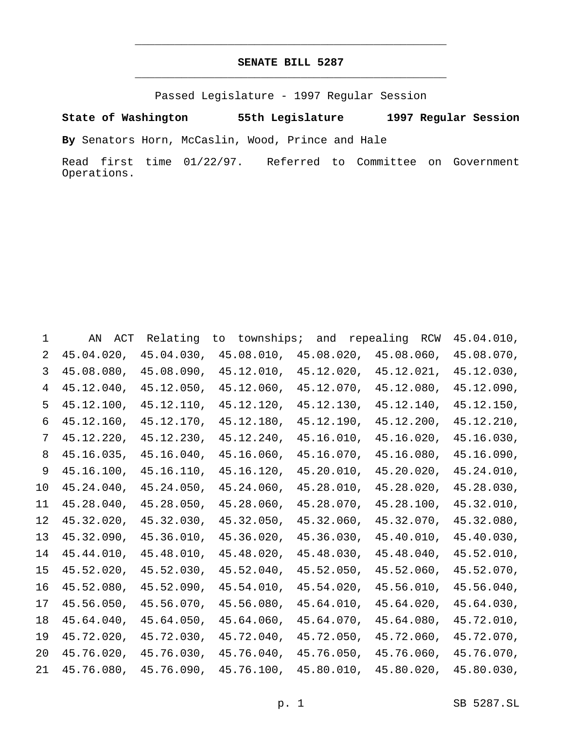# SENATE BILL 5287

Passed Legislature - 1997 Regular Session

**State of Washington** **55th Legislature** **1997 Regular Session**

**By** Senators Horn, McCaslin, Wood, Prince and Hale

Read first time 01/22/97. Referred to Committee on Government Operations.

1 AN ACT Relating to townships; and repealing RCW 45.04.010,
2 45.04.020, 45.04.030, 45.08.010, 45.08.020, 45.08.060, 45.08.070,
3 45.08.080, 45.08.090, 45.12.010, 45.12.020, 45.12.021, 45.12.030,
4 45.12.040, 45.12.050, 45.12.060, 45.12.070, 45.12.080, 45.12.090,
5 45.12.100, 45.12.110, 45.12.120, 45.12.130, 45.12.140, 45.12.150,
6 45.12.160, 45.12.170, 45.12.180, 45.12.190, 45.12.200, 45.12.210,
7 45.12.220, 45.12.230, 45.12.240, 45.16.010, 45.16.020, 45.16.030,
8 45.16.035, 45.16.040, 45.16.060, 45.16.070, 45.16.080, 45.16.090,
9 45.16.100, 45.16.110, 45.16.120, 45.20.010, 45.20.020, 45.24.010,
10 45.24.040, 45.24.050, 45.24.060, 45.28.010, 45.28.020, 45.28.030,
11 45.28.040, 45.28.050, 45.28.060, 45.28.070, 45.28.100, 45.32.010,
12 45.32.020, 45.32.030, 45.32.050, 45.32.060, 45.32.070, 45.32.080,
13 45.32.090, 45.36.010, 45.36.020, 45.36.030, 45.40.010, 45.40.030,
14 45.44.010, 45.48.010, 45.48.020, 45.48.030, 45.48.040, 45.52.010,
15 45.52.020, 45.52.030, 45.52.040, 45.52.050, 45.52.060, 45.52.070,
16 45.52.080, 45.52.090, 45.54.010, 45.54.020, 45.56.010, 45.56.040,
17 45.56.050, 45.56.070, 45.56.080, 45.64.010, 45.64.020, 45.64.030,
18 45.64.040, 45.64.050, 45.64.060, 45.64.070, 45.64.080, 45.72.010,
19 45.72.020, 45.72.030, 45.72.040, 45.72.050, 45.72.060, 45.72.070,
20 45.76.020, 45.76.030, 45.76.040, 45.76.050, 45.76.060, 45.76.070,
21 45.76.080, 45.76.090, 45.76.100, 45.80.010, 45.80.020, 45.80.030,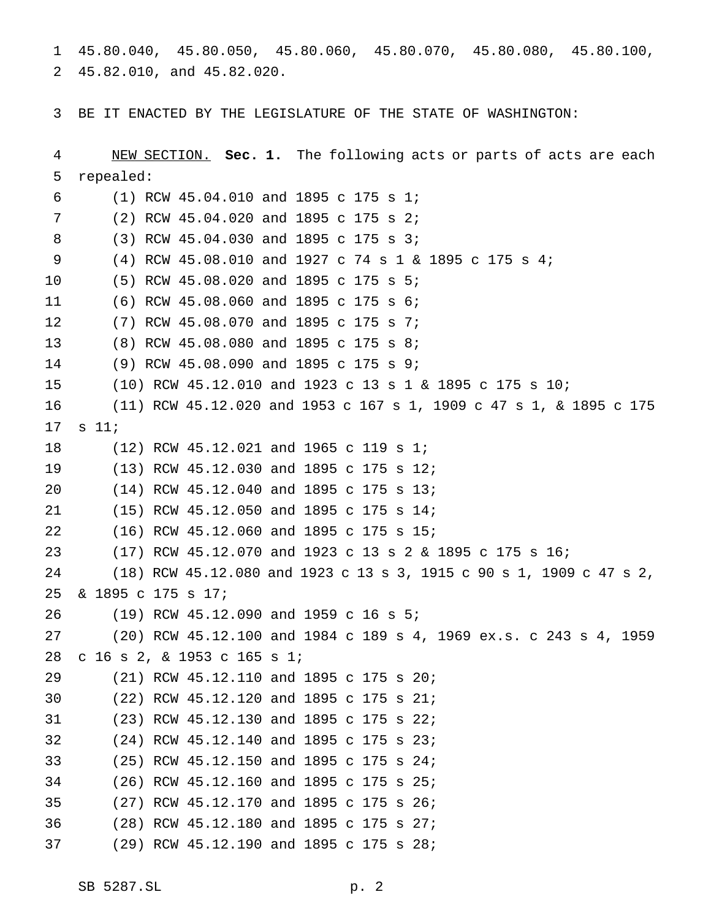45.80.040, 45.80.050, 45.80.060, 45.80.070, 45.80.080, 45.80.100, 45.82.010, and 45.82.020.

BE IT ENACTED BY THE LEGISLATURE OF THE STATE OF WASHINGTON:

NEW SECTION. **Sec. 1.** The following acts or parts of acts are each repealed:

(1) RCW 45.04.010 and 1895 c 175 s 1;
(2) RCW 45.04.020 and 1895 c 175 s 2;
(3) RCW 45.04.030 and 1895 c 175 s 3;
(4) RCW 45.08.010 and 1927 c 74 s 1 & 1895 c 175 s 4;
(5) RCW 45.08.020 and 1895 c 175 s 5;
(6) RCW 45.08.060 and 1895 c 175 s 6;
(7) RCW 45.08.070 and 1895 c 175 s 7;
(8) RCW 45.08.080 and 1895 c 175 s 8;
(9) RCW 45.08.090 and 1895 c 175 s 9;
(10) RCW 45.12.010 and 1923 c 13 s 1 & 1895 c 175 s 10;
(11) RCW 45.12.020 and 1953 c 167 s 1, 1909 c 47 s 1, & 1895 c 175 s 11;
(12) RCW 45.12.021 and 1965 c 119 s 1;
(13) RCW 45.12.030 and 1895 c 175 s 12;
(14) RCW 45.12.040 and 1895 c 175 s 13;
(15) RCW 45.12.050 and 1895 c 175 s 14;
(16) RCW 45.12.060 and 1895 c 175 s 15;
(17) RCW 45.12.070 and 1923 c 13 s 2 & 1895 c 175 s 16;
(18) RCW 45.12.080 and 1923 c 13 s 3, 1915 c 90 s 1, 1909 c 47 s 2, & 1895 c 175 s 17;
(19) RCW 45.12.090 and 1959 c 16 s 5;
(20) RCW 45.12.100 and 1984 c 189 s 4, 1969 ex.s. c 243 s 4, 1959 c 16 s 2, & 1953 c 165 s 1;
(21) RCW 45.12.110 and 1895 c 175 s 20;
(22) RCW 45.12.120 and 1895 c 175 s 21;
(23) RCW 45.12.130 and 1895 c 175 s 22;
(24) RCW 45.12.140 and 1895 c 175 s 23;
(25) RCW 45.12.150 and 1895 c 175 s 24;
(26) RCW 45.12.160 and 1895 c 175 s 25;
(27) RCW 45.12.170 and 1895 c 175 s 26;
(28) RCW 45.12.180 and 1895 c 175 s 27;
(29) RCW 45.12.190 and 1895 c 175 s 28;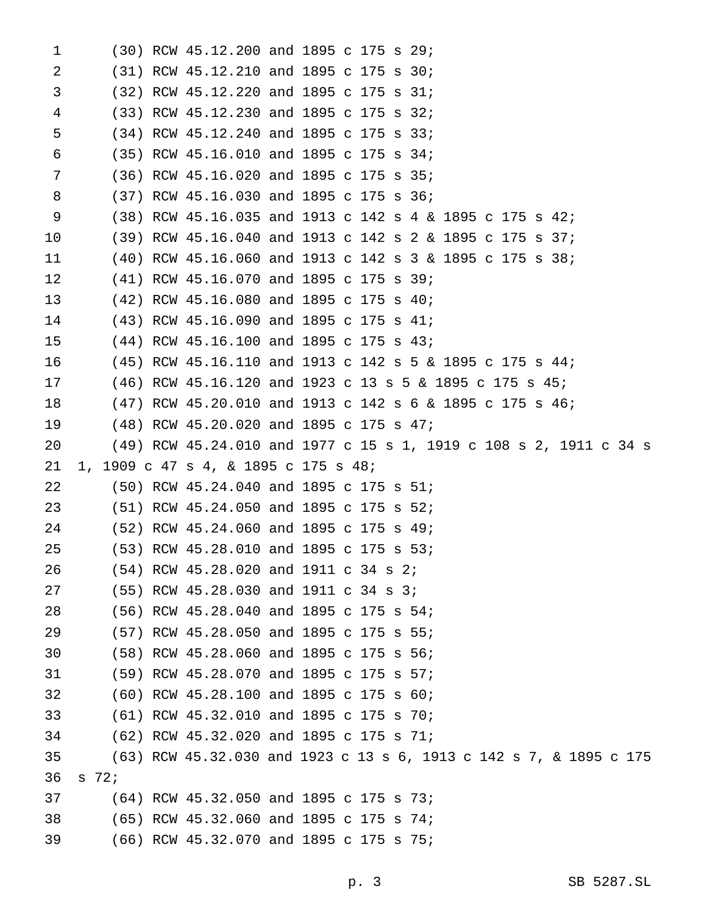(30) RCW 45.12.200 and 1895 c 175 s 29;

(31) RCW 45.12.210 and 1895 c 175 s 30;

(32) RCW 45.12.220 and 1895 c 175 s 31;

(33) RCW 45.12.230 and 1895 c 175 s 32;

(34) RCW 45.12.240 and 1895 c 175 s 33;

(35) RCW 45.16.010 and 1895 c 175 s 34;

(36) RCW 45.16.020 and 1895 c 175 s 35;

(37) RCW 45.16.030 and 1895 c 175 s 36;

(38) RCW 45.16.035 and 1913 c 142 s 4 & 1895 c 175 s 42;

(39) RCW 45.16.040 and 1913 c 142 s 2 & 1895 c 175 s 37;

(40) RCW 45.16.060 and 1913 c 142 s 3 & 1895 c 175 s 38;

(41) RCW 45.16.070 and 1895 c 175 s 39;

(42) RCW 45.16.080 and 1895 c 175 s 40;

(43) RCW 45.16.090 and 1895 c 175 s 41;

(44) RCW 45.16.100 and 1895 c 175 s 43;

(45) RCW 45.16.110 and 1913 c 142 s 5 & 1895 c 175 s 44;

(46) RCW 45.16.120 and 1923 c 13 s 5 & 1895 c 175 s 45;

(47) RCW 45.20.010 and 1913 c 142 s 6 & 1895 c 175 s 46;

(48) RCW 45.20.020 and 1895 c 175 s 47;

(49) RCW 45.24.010 and 1977 c 15 s 1, 1919 c 108 s 2, 1911 c 34 s 1, 1909 c 47 s 4, & 1895 c 175 s 48;

(50) RCW 45.24.040 and 1895 c 175 s 51;

(51) RCW 45.24.050 and 1895 c 175 s 52;

(52) RCW 45.24.060 and 1895 c 175 s 49;

(53) RCW 45.28.010 and 1895 c 175 s 53;

(54) RCW 45.28.020 and 1911 c 34 s 2;

(55) RCW 45.28.030 and 1911 c 34 s 3;

(56) RCW 45.28.040 and 1895 c 175 s 54;

(57) RCW 45.28.050 and 1895 c 175 s 55;

(58) RCW 45.28.060 and 1895 c 175 s 56;

(59) RCW 45.28.070 and 1895 c 175 s 57;

(60) RCW 45.28.100 and 1895 c 175 s 60;

(61) RCW 45.32.010 and 1895 c 175 s 70;

(62) RCW 45.32.020 and 1895 c 175 s 71;

(63) RCW 45.32.030 and 1923 c 13 s 6, 1913 c 142 s 7, & 1895 c 175 s 72;

(64) RCW 45.32.050 and 1895 c 175 s 73;

(65) RCW 45.32.060 and 1895 c 175 s 74;

(66) RCW 45.32.070 and 1895 c 175 s 75;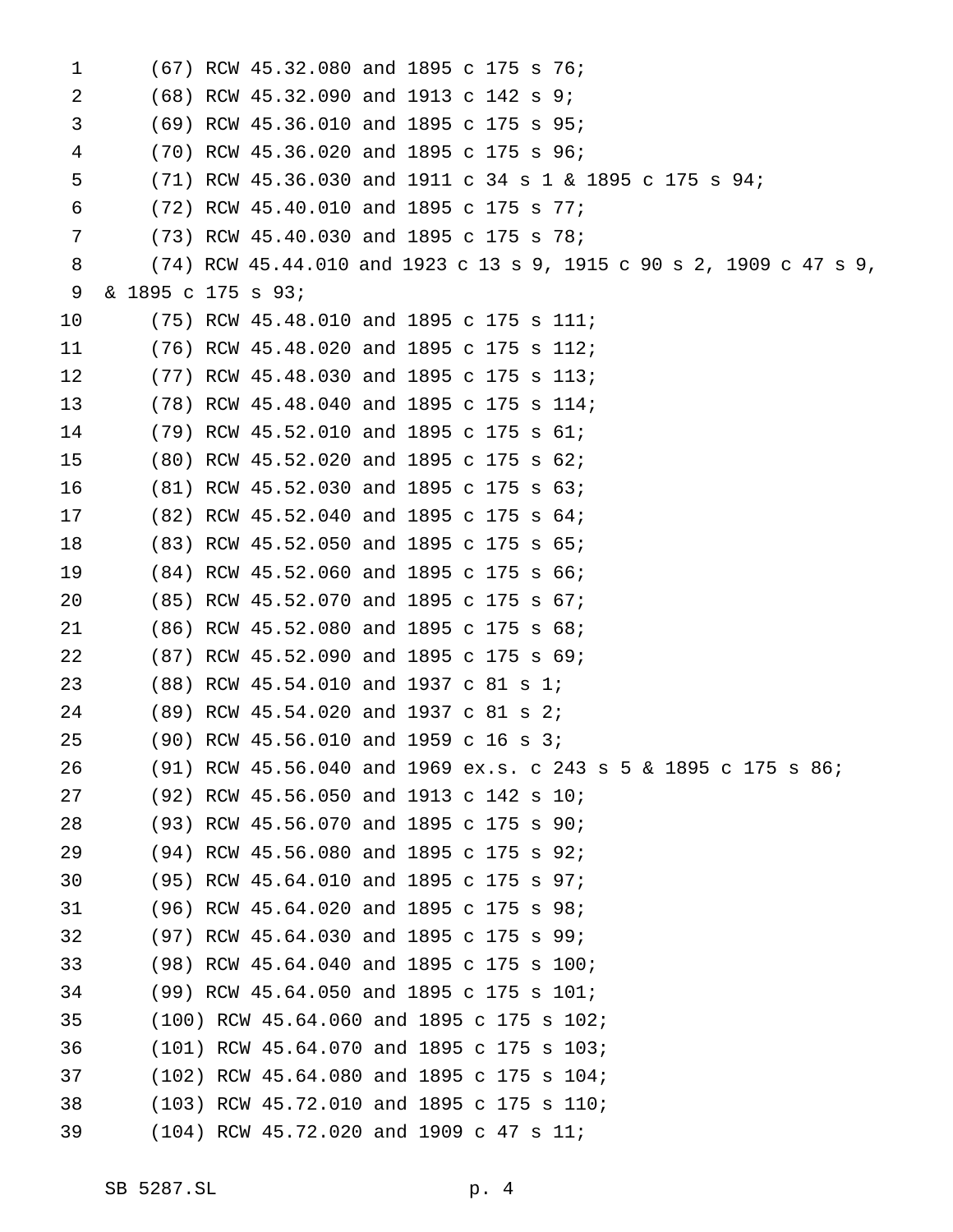(67) RCW 45.32.080 and 1895 c 175 s 76;

(68) RCW 45.32.090 and 1913 c 142 s 9;

(69) RCW 45.36.010 and 1895 c 175 s 95;

(70) RCW 45.36.020 and 1895 c 175 s 96;

(71) RCW 45.36.030 and 1911 c 34 s 1 & 1895 c 175 s 94;

(72) RCW 45.40.010 and 1895 c 175 s 77;

(73) RCW 45.40.030 and 1895 c 175 s 78;

(74) RCW 45.44.010 and 1923 c 13 s 9, 1915 c 90 s 2, 1909 c 47 s 9, & 1895 c 175 s 93;

(75) RCW 45.48.010 and 1895 c 175 s 111;

(76) RCW 45.48.020 and 1895 c 175 s 112;

(77) RCW 45.48.030 and 1895 c 175 s 113;

(78) RCW 45.48.040 and 1895 c 175 s 114;

(79) RCW 45.52.010 and 1895 c 175 s 61;

(80) RCW 45.52.020 and 1895 c 175 s 62;

(81) RCW 45.52.030 and 1895 c 175 s 63;

(82) RCW 45.52.040 and 1895 c 175 s 64;

(83) RCW 45.52.050 and 1895 c 175 s 65;

(84) RCW 45.52.060 and 1895 c 175 s 66;

(85) RCW 45.52.070 and 1895 c 175 s 67;

(86) RCW 45.52.080 and 1895 c 175 s 68;

(87) RCW 45.52.090 and 1895 c 175 s 69;

(88) RCW 45.54.010 and 1937 c 81 s 1;

(89) RCW 45.54.020 and 1937 c 81 s 2;

(90) RCW 45.56.010 and 1959 c 16 s 3;

(91) RCW 45.56.040 and 1969 ex.s. c 243 s 5 & 1895 c 175 s 86;

(92) RCW 45.56.050 and 1913 c 142 s 10;

(93) RCW 45.56.070 and 1895 c 175 s 90;

(94) RCW 45.56.080 and 1895 c 175 s 92;

(95) RCW 45.64.010 and 1895 c 175 s 97;

(96) RCW 45.64.020 and 1895 c 175 s 98;

(97) RCW 45.64.030 and 1895 c 175 s 99;

(98) RCW 45.64.040 and 1895 c 175 s 100;

(99) RCW 45.64.050 and 1895 c 175 s 101;

(100) RCW 45.64.060 and 1895 c 175 s 102;

(101) RCW 45.64.070 and 1895 c 175 s 103;

(102) RCW 45.64.080 and 1895 c 175 s 104;

(103) RCW 45.72.010 and 1895 c 175 s 110;

(104) RCW 45.72.020 and 1909 c 47 s 11;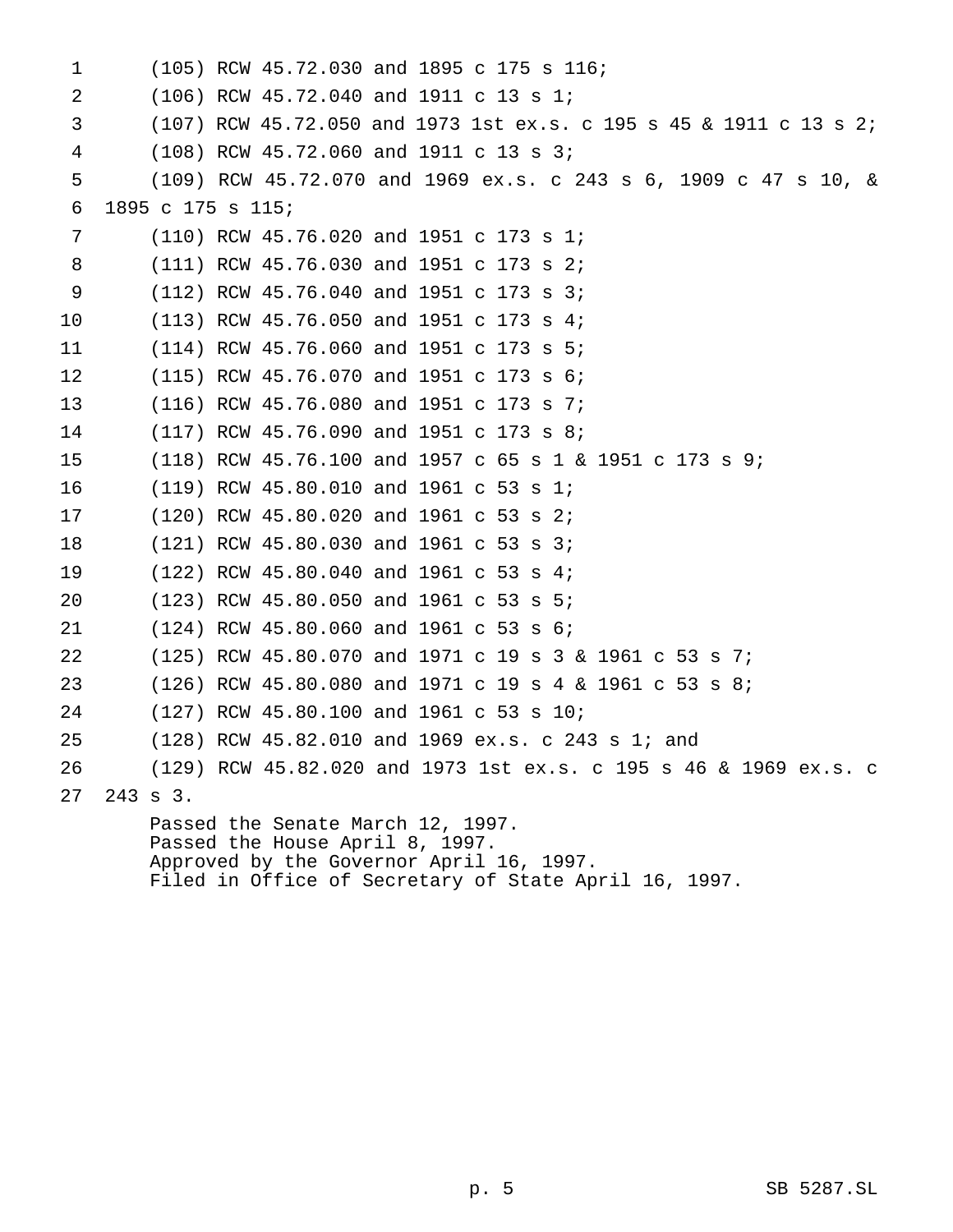(105) RCW 45.72.030 and 1895 c 175 s 116;

(106) RCW 45.72.040 and 1911 c 13 s 1;

(107) RCW 45.72.050 and 1973 1st ex.s. c 195 s 45 & 1911 c 13 s 2;

(108) RCW 45.72.060 and 1911 c 13 s 3;

(109) RCW 45.72.070 and 1969 ex.s. c 243 s 6, 1909 c 47 s 10, & 1895 c 175 s 115;

(110) RCW 45.76.020 and 1951 c 173 s 1;

(111) RCW 45.76.030 and 1951 c 173 s 2;

(112) RCW 45.76.040 and 1951 c 173 s 3;

(113) RCW 45.76.050 and 1951 c 173 s 4;

(114) RCW 45.76.060 and 1951 c 173 s 5;

(115) RCW 45.76.070 and 1951 c 173 s 6;

(116) RCW 45.76.080 and 1951 c 173 s 7;

(117) RCW 45.76.090 and 1951 c 173 s 8;

(118) RCW 45.76.100 and 1957 c 65 s 1 & 1951 c 173 s 9;

(119) RCW 45.80.010 and 1961 c 53 s 1;

(120) RCW 45.80.020 and 1961 c 53 s 2;

(121) RCW 45.80.030 and 1961 c 53 s 3;

(122) RCW 45.80.040 and 1961 c 53 s 4;

(123) RCW 45.80.050 and 1961 c 53 s 5;

(124) RCW 45.80.060 and 1961 c 53 s 6;

(125) RCW 45.80.070 and 1971 c 19 s 3 & 1961 c 53 s 7;

(126) RCW 45.80.080 and 1971 c 19 s 4 & 1961 c 53 s 8;

(127) RCW 45.80.100 and 1961 c 53 s 10;

(128) RCW 45.82.010 and 1969 ex.s. c 243 s 1; and

(129) RCW 45.82.020 and 1973 1st ex.s. c 195 s 46 & 1969 ex.s. c 243 s 3.

Passed the Senate March 12, 1997.
Passed the House April 8, 1997.
Approved by the Governor April 16, 1997.
Filed in Office of Secretary of State April 16, 1997.